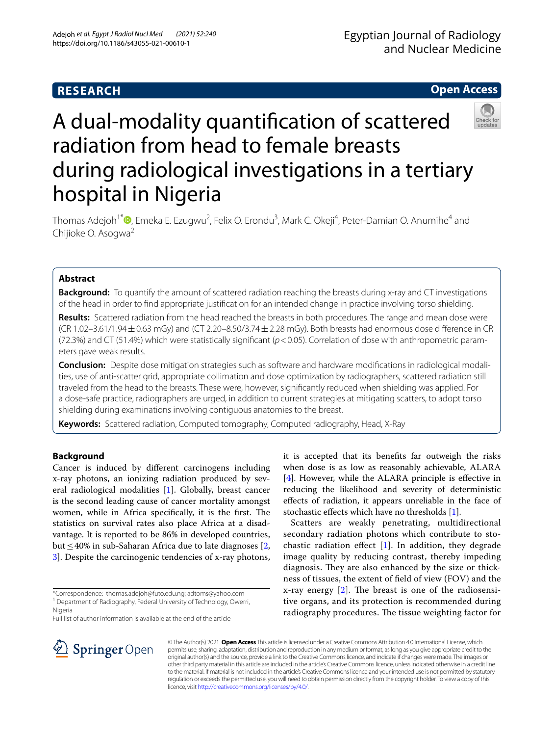RESEARCH

Open Access

# A dual-modality quantification of scattered radiation from head to female breasts during radiological investigations in a tertiary hospital in Nigeria

Thomas Adejoh[1*], Emeka E. Ezugwu[2], Felix O. Erondu[3], Mark C. Okeji[4], Peter-Damian O. Anumihe[4] and Chijioke O. Asogwa[2]

## Abstract

**Background:** To quantify the amount of scattered radiation reaching the breasts during x-ray and CT investigations of the head in order to find appropriate justification for an intended change in practice involving torso shielding.

**Results:** Scattered radiation from the head reached the breasts in both procedures. The range and mean dose were (CR 1.02–3.61/1.94 ± 0.63 mGy) and (CT 2.20–8.50/3.74 ± 2.28 mGy). Both breasts had enormous dose difference in CR (72.3%) and CT (51.4%) which were statistically significant ($p < 0.05$). Correlation of dose with anthropometric parameters gave weak results.

**Conclusion:** Despite dose mitigation strategies such as software and hardware modifications in radiological modalities, use of anti-scatter grid, appropriate collimation and dose optimization by radiographers, scattered radiation still traveled from the head to the breasts. These were, however, significantly reduced when shielding was applied. For a dose-safe practice, radiographers are urged, in addition to current strategies at mitigating scatters, to adopt torso shielding during examinations involving contiguous anatomies to the breast.

**Keywords:** Scattered radiation, Computed tomography, Computed radiography, Head, X-Ray

## Background

Cancer is induced by different carcinogens including x-ray photons, an ionizing radiation produced by several radiological modalities [1]. Globally, breast cancer is the second leading cause of cancer mortality amongst women, while in Africa specifically, it is the first. The statistics on survival rates also place Africa at a disadvantage. It is reported to be 86% in developed countries, but ≤ 40% in sub-Saharan Africa due to late diagnoses [2, 3]. Despite the carcinogenic tendencies of x-ray photons, it is accepted that its benefits far outweigh the risks when dose is as low as reasonably achievable, ALARA [4]. However, while the ALARA principle is effective in reducing the likelihood and severity of deterministic effects of radiation, it appears unreliable in the face of stochastic effects which have no thresholds [1].

Scatters are weakly penetrating, multidirectional secondary radiation photons which contribute to stochastic radiation effect [1]. In addition, they degrade image quality by reducing contrast, thereby impeding diagnosis. They are also enhanced by the size or thickness of tissues, the extent of field of view (FOV) and the x-ray energy [2]. The breast is one of the radiosensitive organs, and its protection is recommended during radiography procedures. The tissue weighting factor for

*Correspondence: thomas.adejoh@futo.edu.ng; adtoms@yahoo.com
[1] Department of Radiography, Federal University of Technology, Owerri, Nigeria
Full list of author information is available at the end of the article

© The Author(s) 2021. **Open Access** This article is licensed under a Creative Commons Attribution 4.0 International License, which permits use, sharing, adaptation, distribution and reproduction in any medium or format, as long as you give appropriate credit to the original author(s) and the source, provide a link to the Creative Commons licence, and indicate if changes were made. The images or other third party material in this article are included in the article's Creative Commons licence, unless indicated otherwise in a credit line to the material. If material is not included in the article's Creative Commons licence and your intended use is not permitted by statutory regulation or exceeds the permitted use, you will need to obtain permission directly from the copyright holder. To view a copy of this licence, visit http://creativecommons.org/licenses/by/4.0/.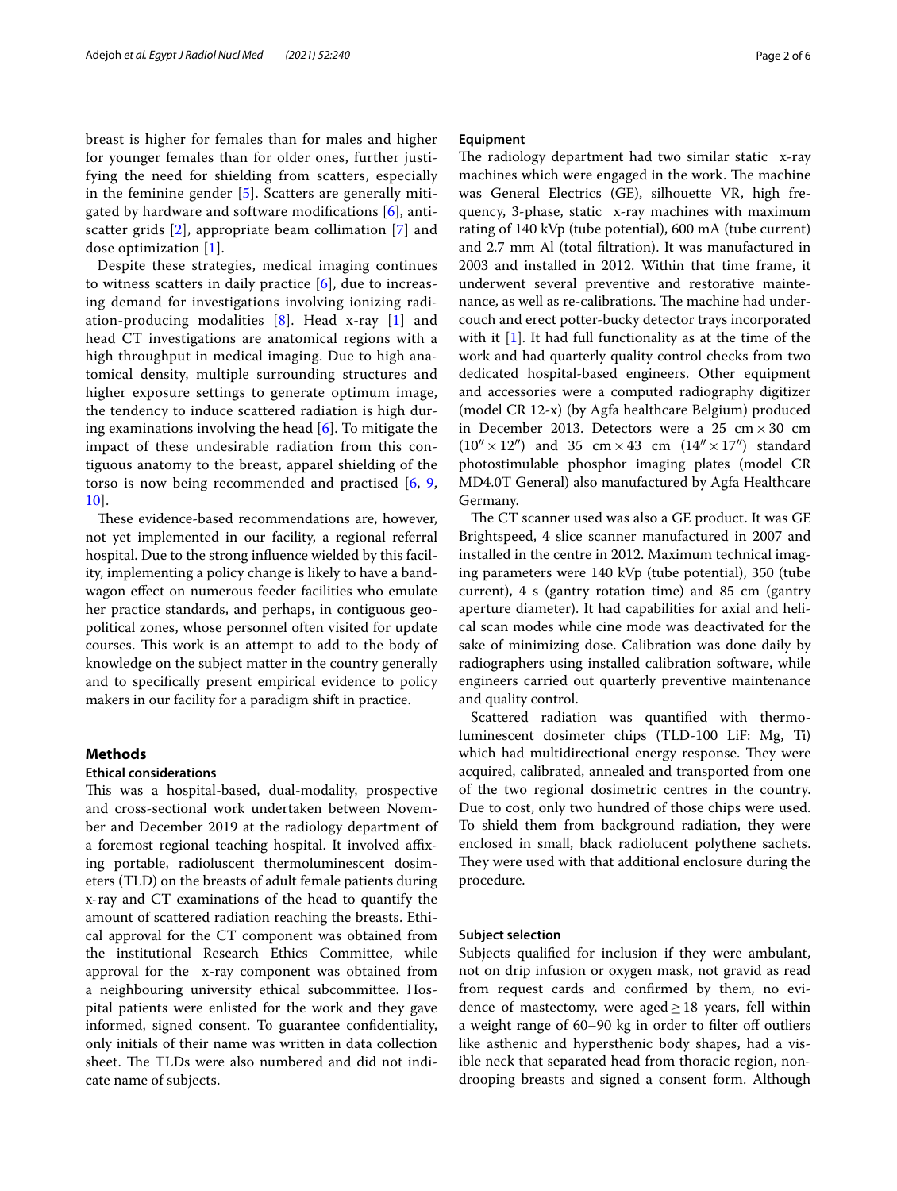breast is higher for females than for males and higher for younger females than for older ones, further justifying the need for shielding from scatters, especially in the feminine gender [5]. Scatters are generally mitigated by hardware and software modifications [6], anti-scatter grids [2], appropriate beam collimation [7] and dose optimization [1].

Despite these strategies, medical imaging continues to witness scatters in daily practice [6], due to increasing demand for investigations involving ionizing radiation-producing modalities [8]. Head x-ray [1] and head CT investigations are anatomical regions with a high throughput in medical imaging. Due to high anatomical density, multiple surrounding structures and higher exposure settings to generate optimum image, the tendency to induce scattered radiation is high during examinations involving the head [6]. To mitigate the impact of these undesirable radiation from this contiguous anatomy to the breast, apparel shielding of the torso is now being recommended and practised [6, 9, 10].

These evidence-based recommendations are, however, not yet implemented in our facility, a regional referral hospital. Due to the strong influence wielded by this facility, implementing a policy change is likely to have a bandwagon effect on numerous feeder facilities who emulate her practice standards, and perhaps, in contiguous geopolitical zones, whose personnel often visited for update courses. This work is an attempt to add to the body of knowledge on the subject matter in the country generally and to specifically present empirical evidence to policy makers in our facility for a paradigm shift in practice.

## Methods

### Ethical considerations

This was a hospital-based, dual-modality, prospective and cross-sectional work undertaken between November and December 2019 at the radiology department of a foremost regional teaching hospital. It involved affixing portable, radioluscent thermoluminescent dosimeters (TLD) on the breasts of adult female patients during x-ray and CT examinations of the head to quantify the amount of scattered radiation reaching the breasts. Ethical approval for the CT component was obtained from the institutional Research Ethics Committee, while approval for the x-ray component was obtained from a neighbouring university ethical subcommittee. Hospital patients were enlisted for the work and they gave informed, signed consent. To guarantee confidentiality, only initials of their name was written in data collection sheet. The TLDs were also numbered and did not indicate name of subjects.

### Equipment

The radiology department had two similar static x-ray machines which were engaged in the work. The machine was General Electrics (GE), silhouette VR, high frequency, 3-phase, static x-ray machines with maximum rating of 140 kVp (tube potential), 600 mA (tube current) and 2.7 mm Al (total filtration). It was manufactured in 2003 and installed in 2012. Within that time frame, it underwent several preventive and restorative maintenance, as well as re-calibrations. The machine had under-couch and erect potter-bucky detector trays incorporated with it [1]. It had full functionality as at the time of the work and had quarterly quality control checks from two dedicated hospital-based engineers. Other equipment and accessories were a computed radiography digitizer (model CR 12-x) (by Agfa healthcare Belgium) produced in December 2013. Detectors were a 25 cm × 30 cm (10″ × 12″) and 35 cm × 43 cm (14″ × 17″) standard photostimulable phosphor imaging plates (model CR MD4.0T General) also manufactured by Agfa Healthcare Germany.

The CT scanner used was also a GE product. It was GE Brightspeed, 4 slice scanner manufactured in 2007 and installed in the centre in 2012. Maximum technical imaging parameters were 140 kVp (tube potential), 350 (tube current), 4 s (gantry rotation time) and 85 cm (gantry aperture diameter). It had capabilities for axial and helical scan modes while cine mode was deactivated for the sake of minimizing dose. Calibration was done daily by radiographers using installed calibration software, while engineers carried out quarterly preventive maintenance and quality control.

Scattered radiation was quantified with thermoluminescent dosimeter chips (TLD-100 LiF: Mg, Ti) which had multidirectional energy response. They were acquired, calibrated, annealed and transported from one of the two regional dosimetric centres in the country. Due to cost, only two hundred of those chips were used. To shield them from background radiation, they were enclosed in small, black radiolucent polythene sachets. They were used with that additional enclosure during the procedure.

### Subject selection

Subjects qualified for inclusion if they were ambulant, not on drip infusion or oxygen mask, not gravid as read from request cards and confirmed by them, no evidence of mastectomy, were aged ≥ 18 years, fell within a weight range of 60–90 kg in order to filter off outliers like asthenic and hypersthenic body shapes, had a visible neck that separated head from thoracic region, non-drooping breasts and signed a consent form. Although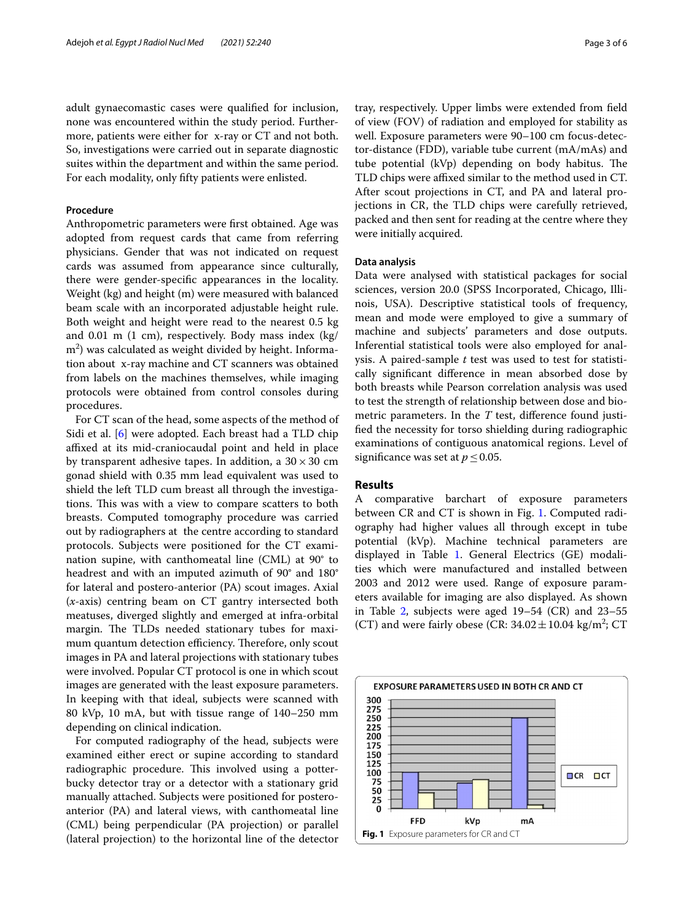adult gynaecomastic cases were qualified for inclusion, none was encountered within the study period. Furthermore, patients were either for x-ray or CT and not both. So, investigations were carried out in separate diagnostic suites within the department and within the same period. For each modality, only fifty patients were enlisted.

### Procedure

Anthropometric parameters were first obtained. Age was adopted from request cards that came from referring physicians. Gender that was not indicated on request cards was assumed from appearance since culturally, there were gender-specific appearances in the locality. Weight (kg) and height (m) were measured with balanced beam scale with an incorporated adjustable height rule. Both weight and height were read to the nearest 0.5 kg and 0.01 m (1 cm), respectively. Body mass index (kg/m$^2$) was calculated as weight divided by height. Information about x-ray machine and CT scanners was obtained from labels on the machines themselves, while imaging protocols were obtained from control consoles during procedures.

For CT scan of the head, some aspects of the method of Sidi et al. [6] were adopted. Each breast had a TLD chip affixed at its mid-craniocaudal point and held in place by transparent adhesive tapes. In addition, a $30 \times 30$ cm gonad shield with 0.35 mm lead equivalent was used to shield the left TLD cum breast all through the investigations. This was with a view to compare scatters to both breasts. Computed tomography procedure was carried out by radiographers at the centre according to standard protocols. Subjects were positioned for the CT examination supine, with canthomeatal line (CML) at 90° to headrest and with an imputed azimuth of 90° and 180° for lateral and postero-anterior (PA) scout images. Axial (*x*-axis) centring beam on CT gantry intersected both meatuses, diverged slightly and emerged at infra-orbital margin. The TLDs needed stationary tubes for maximum quantum detection efficiency. Therefore, only scout images in PA and lateral projections with stationary tubes were involved. Popular CT protocol is one in which scout images are generated with the least exposure parameters. In keeping with that ideal, subjects were scanned with 80 kVp, 10 mA, but with tissue range of 140–250 mm depending on clinical indication.

For computed radiography of the head, subjects were examined either erect or supine according to standard radiographic procedure. This involved using a potter-bucky detector tray or a detector with a stationary grid manually attached. Subjects were positioned for postero-anterior (PA) and lateral views, with canthomeatal line (CML) being perpendicular (PA projection) or parallel (lateral projection) to the horizontal line of the detector tray, respectively. Upper limbs were extended from field of view (FOV) of radiation and employed for stability as well. Exposure parameters were 90–100 cm focus-detector-distance (FDD), variable tube current (mA/mAs) and tube potential (kVp) depending on body habitus. The TLD chips were affixed similar to the method used in CT. After scout projections in CT, and PA and lateral projections in CR, the TLD chips were carefully retrieved, packed and then sent for reading at the centre where they were initially acquired.

### Data analysis

Data were analysed with statistical packages for social sciences, version 20.0 (SPSS Incorporated, Chicago, Illinois, USA). Descriptive statistical tools of frequency, mean and mode were employed to give a summary of machine and subjects' parameters and dose outputs. Inferential statistical tools were also employed for analysis. A paired-sample *t* test was used to test for statistically significant difference in mean absorbed dose by both breasts while Pearson correlation analysis was used to test the strength of relationship between dose and biometric parameters. In the *T* test, difference found justified the necessity for torso shielding during radiographic examinations of contiguous anatomical regions. Level of significance was set at $p \leq 0.05$.

## Results

A comparative barchart of exposure parameters between CR and CT is shown in Fig. 1. Computed radiography had higher values all through except in tube potential (kVp). Machine technical parameters are displayed in Table 1. General Electrics (GE) modalities which were manufactured and installed between 2003 and 2012 were used. Range of exposure parameters available for imaging are also displayed. As shown in Table 2, subjects were aged 19–54 (CR) and 23–55 (CT) and were fairly obese (CR: $34.02 \pm 10.04$ kg/m$^2$; CT

**Fig. 1** Exposure parameters for CR and CT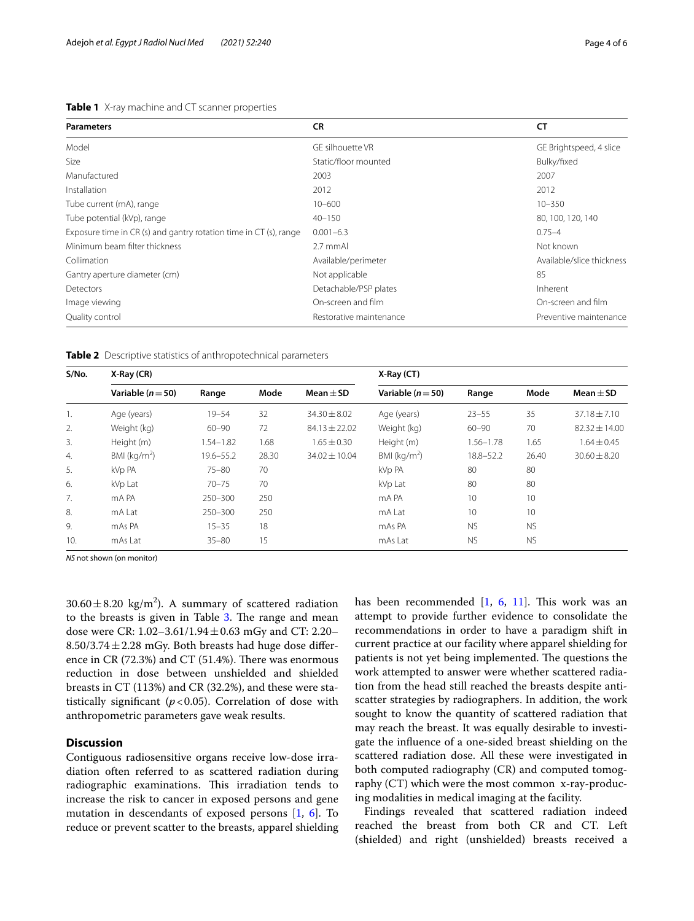**Table 1** X-ray machine and CT scanner properties

| Parameters | CR | CT |
|---|---|---|
| Model | GE silhouette VR | GE Brightspeed, 4 slice |
| Size | Static/floor mounted | Bulky/fixed |
| Manufactured | 2003 | 2007 |
| Installation | 2012 | 2012 |
| Tube current (mA), range | 10–600 | 10–350 |
| Tube potential (kVp), range | 40–150 | 80, 100, 120, 140 |
| Exposure time in CR (s) and gantry rotation time in CT (s), range | 0.001–6.3 | 0.75–4 |
| Minimum beam filter thickness | 2.7 mmAl | Not known |
| Collimation | Available/perimeter | Available/slice thickness |
| Gantry aperture diameter (cm) | Not applicable | 85 |
| Detectors | Detachable/PSP plates | Inherent |
| Image viewing | On-screen and film | On-screen and film |
| Quality control | Restorative maintenance | Preventive maintenance |

**Table 2** Descriptive statistics of anthropotechnical parameters

| S/No. | X-Ray (CR) | | | | X-Ray (CT) | | | |
|---|---|---|---|---|---|---|---|---|
| | Variable ($n = 50$) | Range | Mode | Mean ± SD | Variable ($n = 50$) | Range | Mode | Mean ± SD |
| 1. | Age (years) | 19–54 | 32 | 34.30 ± 8.02 | Age (years) | 23–55 | 35 | 37.18 ± 7.10 |
| 2. | Weight (kg) | 60–90 | 72 | 84.13 ± 22.02 | Weight (kg) | 60–90 | 70 | 82.32 ± 14.00 |
| 3. | Height (m) | 1.54–1.82 | 1.68 | 1.65 ± 0.30 | Height (m) | 1.56–1.78 | 1.65 | 1.64 ± 0.45 |
| 4. | BMI (kg/m$^2$) | 19.6–55.2 | 28.30 | 34.02 ± 10.04 | BMI (kg/m$^2$) | 18.8–52.2 | 26.40 | 30.60 ± 8.20 |
| 5. | kVp PA | 75–80 | 70 | | kVp PA | 80 | 80 | |
| 6. | kVp Lat | 70–75 | 70 | | kVp Lat | 80 | 80 | |
| 7. | mA PA | 250–300 | 250 | | mA PA | 10 | 10 | |
| 8. | mA Lat | 250–300 | 250 | | mA Lat | 10 | 10 | |
| 9. | mAs PA | 15–35 | 18 | | mAs PA | NS | NS | |
| 10. | mAs Lat | 35–80 | 15 | | mAs Lat | NS | NS | |

*NS* not shown (on monitor)

30.60 ± 8.20 kg/m$^2$). A summary of scattered radiation to the breasts is given in Table 3. The range and mean dose were CR: 1.02–3.61/1.94 ± 0.63 mGy and CT: 2.20–8.50/3.74 ± 2.28 mGy. Both breasts had huge dose difference in CR (72.3%) and CT (51.4%). There was enormous reduction in dose between unshielded and shielded breasts in CT (113%) and CR (32.2%), and these were statistically significant ($p < 0.05$). Correlation of dose with anthropometric parameters gave weak results.

## Discussion

Contiguous radiosensitive organs receive low-dose irradiation often referred to as scattered radiation during radiographic examinations. This irradiation tends to increase the risk to cancer in exposed persons and gene mutation in descendants of exposed persons [1, 6]. To reduce or prevent scatter to the breasts, apparel shielding has been recommended [1, 6, 11]. This work was an attempt to provide further evidence to consolidate the recommendations in order to have a paradigm shift in current practice at our facility where apparel shielding for patients is not yet being implemented. The questions the work attempted to answer were whether scattered radiation from the head still reached the breasts despite anti-scatter strategies by radiographers. In addition, the work sought to know the quantity of scattered radiation that may reach the breast. It was equally desirable to investigate the influence of a one-sided breast shielding on the scattered radiation dose. All these were investigated in both computed radiography (CR) and computed tomography (CT) which were the most common x-ray-producing modalities in medical imaging at the facility.

Findings revealed that scattered radiation indeed reached the breast from both CR and CT. Left (shielded) and right (unshielded) breasts received a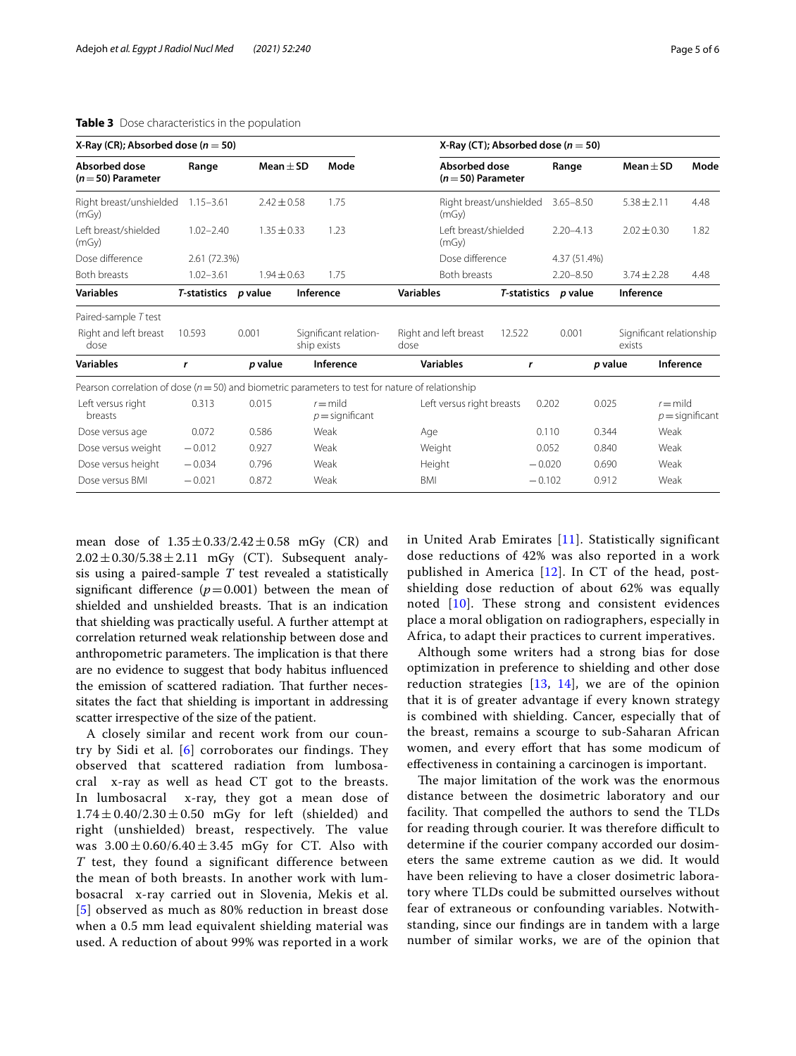**Table 3** Dose characteristics in the population

| X-Ray (CR); Absorbed dose ($n = 50$) | | | | X-Ray (CT); Absorbed dose ($n = 50$) | | | |
|---|---|---|---|---|---|---|---|
| **Absorbed dose ($n = 50$) Parameter** | **Range** | **Mean ± SD** | **Mode** | **Absorbed dose ($n = 50$) Parameter** | **Range** | **Mean ± SD** | **Mode** |
| Right breast/unshielded (mGy) | 1.15–3.61 | 2.42 ± 0.58 | 1.75 | Right breast/unshielded (mGy) | 3.65–8.50 | 5.38 ± 2.11 | 4.48 |
| Left breast/shielded (mGy) | 1.02–2.40 | 1.35 ± 0.33 | 1.23 | Left breast/shielded (mGy) | 2.20–4.13 | 2.02 ± 0.30 | 1.82 |
| Dose difference | 2.61 (72.3%) | | | Dose difference | 4.37 (51.4%) | | |
| Both breasts | 1.02–3.61 | 1.94 ± 0.63 | 1.75 | Both breasts | 2.20–8.50 | 3.74 ± 2.28 | 4.48 |
| **Variables** | ***T*-statistics** | ***p* value** | **Inference** | **Variables** | ***T*-statistics** | ***p* value** | **Inference** |
| Paired-sample *T* test | | | | | | | |
| Right and left breast dose | 10.593 | 0.001 | Significant relationship exists | Right and left breast dose | 12.522 | 0.001 | Significant relationship exists |
| **Variables** | ***r*** | ***p* value** | **Inference** | **Variables** | ***r*** | ***p* value** | **Inference** |
| Pearson correlation of dose ($n = 50$) and biometric parameters to test for nature of relationship | | | | | | | |
| Left versus right breasts | 0.313 | 0.015 | $r$ = mild $p$ = significant | Left versus right breasts | 0.202 | 0.025 | $r$ = mild $p$ = significant |
| Dose versus age | 0.072 | 0.586 | Weak | Age | 0.110 | 0.344 | Weak |
| Dose versus weight | −0.012 | 0.927 | Weak | Weight | 0.052 | 0.840 | Weak |
| Dose versus height | −0.034 | 0.796 | Weak | Height | −0.020 | 0.690 | Weak |
| Dose versus BMI | −0.021 | 0.872 | Weak | BMI | −0.102 | 0.912 | Weak |

mean dose of $1.35 \pm 0.33/2.42 \pm 0.58$ mGy (CR) and $2.02 \pm 0.30/5.38 \pm 2.11$ mGy (CT). Subsequent analysis using a paired-sample *T* test revealed a statistically significant difference ($p = 0.001$) between the mean of shielded and unshielded breasts. That is an indication that shielding was practically useful. A further attempt at correlation returned weak relationship between dose and anthropometric parameters. The implication is that there are no evidence to suggest that body habitus influenced the emission of scattered radiation. That further necessitates the fact that shielding is important in addressing scatter irrespective of the size of the patient.

A closely similar and recent work from our country by Sidi et al. [6] corroborates our findings. They observed that scattered radiation from lumbosacral x-ray as well as head CT got to the breasts. In lumbosacral x-ray, they got a mean dose of $1.74 \pm 0.40/2.30 \pm 0.50$ mGy for left (shielded) and right (unshielded) breast, respectively. The value was $3.00 \pm 0.60/6.40 \pm 3.45$ mGy for CT. Also with *T* test, they found a significant difference between the mean of both breasts. In another work with lumbosacral x-ray carried out in Slovenia, Mekis et al. [5] observed as much as 80% reduction in breast dose when a 0.5 mm lead equivalent shielding material was used. A reduction of about 99% was reported in a work in United Arab Emirates [11]. Statistically significant dose reductions of 42% was also reported in a work published in America [12]. In CT of the head, post-shielding dose reduction of about 62% was equally noted [10]. These strong and consistent evidences place a moral obligation on radiographers, especially in Africa, to adapt their practices to current imperatives.

Although some writers had a strong bias for dose optimization in preference to shielding and other dose reduction strategies [13, 14], we are of the opinion that it is of greater advantage if every known strategy is combined with shielding. Cancer, especially that of the breast, remains a scourge to sub-Saharan African women, and every effort that has some modicum of effectiveness in containing a carcinogen is important.

The major limitation of the work was the enormous distance between the dosimetric laboratory and our facility. That compelled the authors to send the TLDs for reading through courier. It was therefore difficult to determine if the courier company accorded our dosimeters the same extreme caution as we did. It would have been relieving to have a closer dosimetric laboratory where TLDs could be submitted ourselves without fear of extraneous or confounding variables. Notwithstanding, since our findings are in tandem with a large number of similar works, we are of the opinion that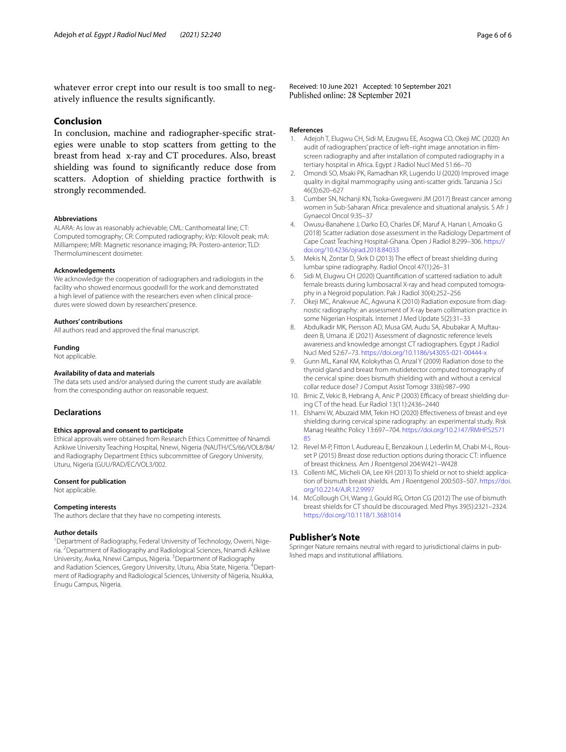whatever error crept into our result is too small to negatively influence the results significantly.

## Conclusion

In conclusion, machine and radiographer-specific strategies were unable to stop scatters from getting to the breast from head x-ray and CT procedures. Also, breast shielding was found to significantly reduce dose from scatters. Adoption of shielding practice forthwith is strongly recommended.

#### Abbreviations

ALARA: As low as reasonably achievable; CML: Canthomeatal line; CT: Computed tomography; CR: Computed radiography; kVp: Kilovolt peak; mA: Milliampere; MRI: Magnetic resonance imaging; PA: Postero-anterior; TLD: Thermoluminescent dosimeter.

#### Acknowledgements

We acknowledge the cooperation of radiographers and radiologists in the facility who showed enormous goodwill for the work and demonstrated a high level of patience with the researchers even when clinical procedures were slowed down by researchers' presence.

#### Authors' contributions

All authors read and approved the final manuscript.

#### Funding

Not applicable.

#### Availability of data and materials

The data sets used and/or analysed during the current study are available from the corresponding author on reasonable request.

## Declarations

#### Ethics approval and consent to participate

Ethical approvals were obtained from Research Ethics Committee of Nnamdi Azikiwe University Teaching Hospital, Nnewi, Nigeria (NAUTH/CS/66/VOL8/84/ and Radiography Department Ethics subcommittee of Gregory University, Uturu, Nigeria (GUU/RAD/EC/VOL3/002.

#### Consent for publication

Not applicable.

#### Competing interests

The authors declare that they have no competing interests.

#### Author details

[1]Department of Radiography, Federal University of Technology, Owerri, Nigeria. [2]Department of Radiography and Radiological Sciences, Nnamdi Azikiwe University, Awka, Nnewi Campus, Nigeria. [3]Department of Radiography and Radiation Sciences, Gregory University, Uturu, Abia State, Nigeria. [4]Department of Radiography and Radiological Sciences, University of Nigeria, Nsukka, Enugu Campus, Nigeria.

Received: 10 June 2021 Accepted: 10 September 2021
Published online: 28 September 2021

#### References

1. Adejoh T, Elugwu CH, Sidi M, Ezugwu EE, Asogwa CO, Okeji MC (2020) An audit of radiographers' practice of left–right image annotation in film-screen radiography and after installation of computed radiography in a tertiary hospital in Africa. Egypt J Radiol Nucl Med 51:66–70
2. Omondi SO, Msaki PK, Ramadhan KR, Lugendo IJ (2020) Improved image quality in digital mammography using anti-scatter grids. Tanzania J Sci 46(3):620–627
3. Cumber SN, Nchanji KN, Tsoka-Gwegweni JM (2017) Breast cancer among women in Sub-Saharan Africa: prevalence and situational analysis. S Afr J Gynaecol Oncol 9:35–37
4. Owusu-Banahene J, Darko EO, Charles DF, Maruf A, Hanan I, Amoako G (2018) Scatter radiation dose assessment in the Radiology Department of Cape Coast Teaching Hospital-Ghana. Open J Radiol 8:299–306. https://doi.org/10.4236/ojrad.2018.84033
5. Mekis N, Zontar D, Skrk D (2013) The effect of breast shielding during lumbar spine radiography. Radiol Oncol 47(1):26–31
6. Sidi M, Elugwu CH (2020) Quantification of scattered radiation to adult female breasts during lumbosacral X-ray and head computed tomography in a Negroid population. Pak J Radiol 30(4):252–256
7. Okeji MC, Anakwue AC, Agwuna K (2010) Radiation exposure from diagnostic radiography: an assessment of X-ray beam collimation practice in some Nigerian Hospitals. Internet J Med Update 5(2):31–33
8. Abdulkadir MK, Piersson AD, Musa GM, Audu SA, Abubakar A, Muftaudeen B, Umana JE (2021) Assessment of diagnostic reference levels awareness and knowledge amongst CT radiographers. Egypt J Radiol Nucl Med 52:67–73. https://doi.org/10.1186/s43055-021-00444-x
9. Gunn ML, Kanal KM, Kolokythas O, Anzal Y (2009) Radiation dose to the thyroid gland and breast from mutidetector computed tomography of the cervical spine: does bismuth shielding with and without a cervical collar reduce dose? J Comput Assist Tomogr 33(6):987–990
10. Brnic Z, Vekic B, Hebrang A, Anic P (2003) Efficacy of breast shielding during CT of the head. Eur Radiol 13(11):2436–2440
11. Elshami W, Abuzaid MM, Tekin HO (2020) Effectiveness of breast and eye shielding during cervical spine radiography: an experimental study. Risk Manag Healthc Policy 13:697–704. https://doi.org/10.2147/RMHP.S257185
12. Revel M-P, Fitton I, Audureau E, Benzakoun J, Lederlin M, Chabi M-L, Rousset P (2015) Breast dose reduction options during thoracic CT: influence of breast thickness. Am J Roentgenol 204:W421–W428
13. Collenti MC, Micheli OA, Lee KH (2013) To shield or not to shield: application of bismuth breast shields. Am J Roentgenol 200:503–507. https://doi.org/10.2214/AJR.12.9997
14. McCollough CH, Wang J, Gould RG, Orton CG (2012) The use of bismuth breast shields for CT should be discouraged. Med Phys 39(5):2321–2324. https://doi.org/10.1118/1.3681014

## Publisher's Note

Springer Nature remains neutral with regard to jurisdictional claims in published maps and institutional affiliations.